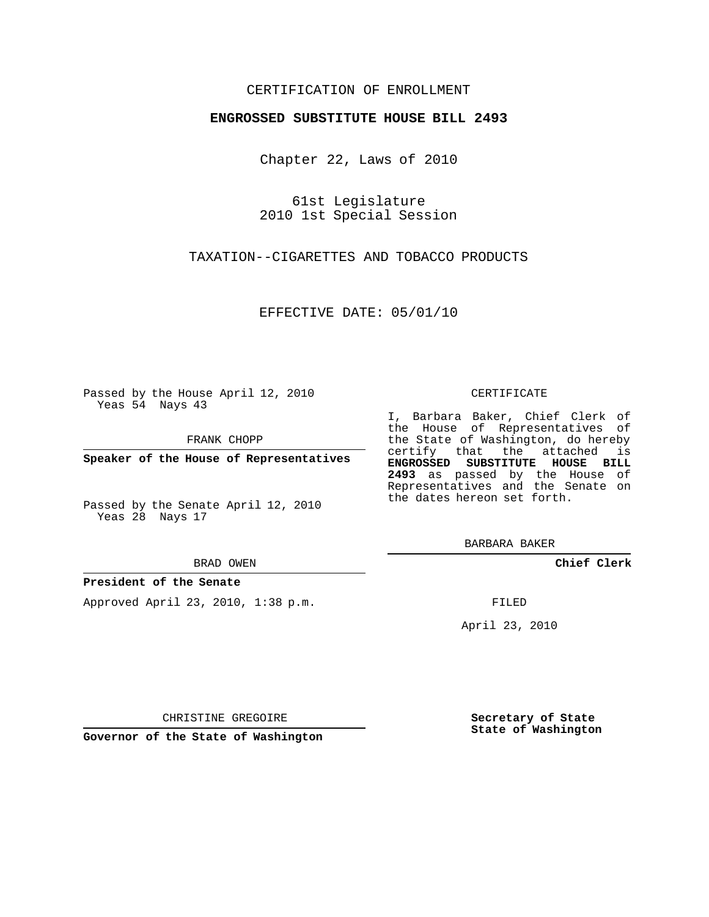CERTIFICATION OF ENROLLMENT

**ENGROSSED SUBSTITUTE HOUSE BILL 2493**

Chapter 22, Laws of 2010

61st Legislature
2010 1st Special Session

TAXATION--CIGARETTES AND TOBACCO PRODUCTS

EFFECTIVE DATE: 05/01/10

Passed by the House April 12, 2010
Yeas 54 Nays 43

FRANK CHOPP

**Speaker of the House of Representatives**

Passed by the Senate April 12, 2010
Yeas 28 Nays 17

BRAD OWEN

**President of the Senate**

Approved April 23, 2010, 1:38 p.m.

CHRISTINE GREGOIRE

**Governor of the State of Washington**

CERTIFICATE

I, Barbara Baker, Chief Clerk of the House of Representatives of the State of Washington, do hereby certify that the attached is **ENGROSSED SUBSTITUTE HOUSE BILL 2493** as passed by the House of Representatives and the Senate on the dates hereon set forth.

BARBARA BAKER

**Chief Clerk**

FILED

April 23, 2010

**Secretary of State
State of Washington**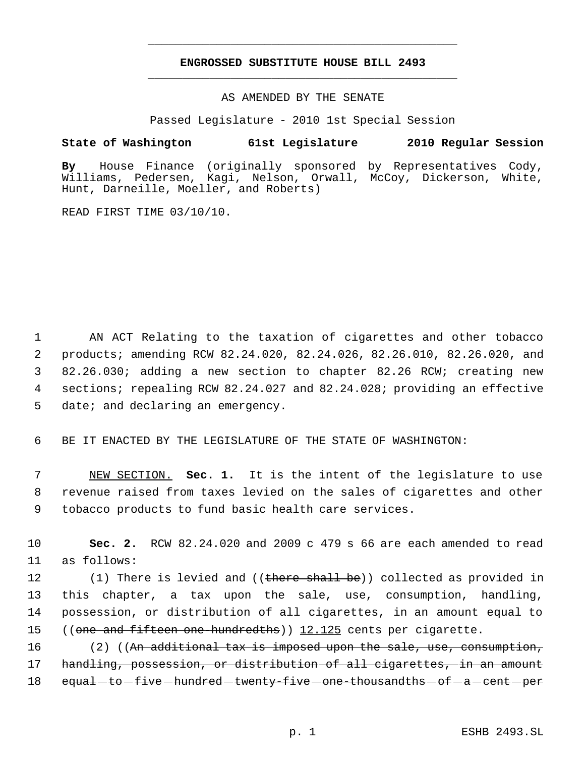# ENGROSSED SUBSTITUTE HOUSE BILL 2493

AS AMENDED BY THE SENATE

Passed Legislature - 2010 1st Special Session

**State of Washington 61st Legislature 2010 Regular Session**

**By** House Finance (originally sponsored by Representatives Cody, Williams, Pedersen, Kagi, Nelson, Orwall, McCoy, Dickerson, White, Hunt, Darneille, Moeller, and Roberts)

READ FIRST TIME 03/10/10.

AN ACT Relating to the taxation of cigarettes and other tobacco products; amending RCW 82.24.020, 82.24.026, 82.26.010, 82.26.020, and 82.26.030; adding a new section to chapter 82.26 RCW; creating new sections; repealing RCW 82.24.027 and 82.24.028; providing an effective date; and declaring an emergency.

BE IT ENACTED BY THE LEGISLATURE OF THE STATE OF WASHINGTON:

NEW SECTION. **Sec. 1.** It is the intent of the legislature to use revenue raised from taxes levied on the sales of cigarettes and other tobacco products to fund basic health care services.

**Sec. 2.** RCW 82.24.020 and 2009 c 479 s 66 are each amended to read as follows:

(1) There is levied and ((~~there shall be~~)) collected as provided in this chapter, a tax upon the sale, use, consumption, handling, possession, or distribution of all cigarettes, in an amount equal to ((~~one and fifteen one-hundredths~~)) 12.125 cents per cigarette.

(2) ((~~An additional tax is imposed upon the sale, use, consumption, handling, possession, or distribution of all cigarettes, in an amount equal to five hundred twenty-five one-thousandths of a cent per~~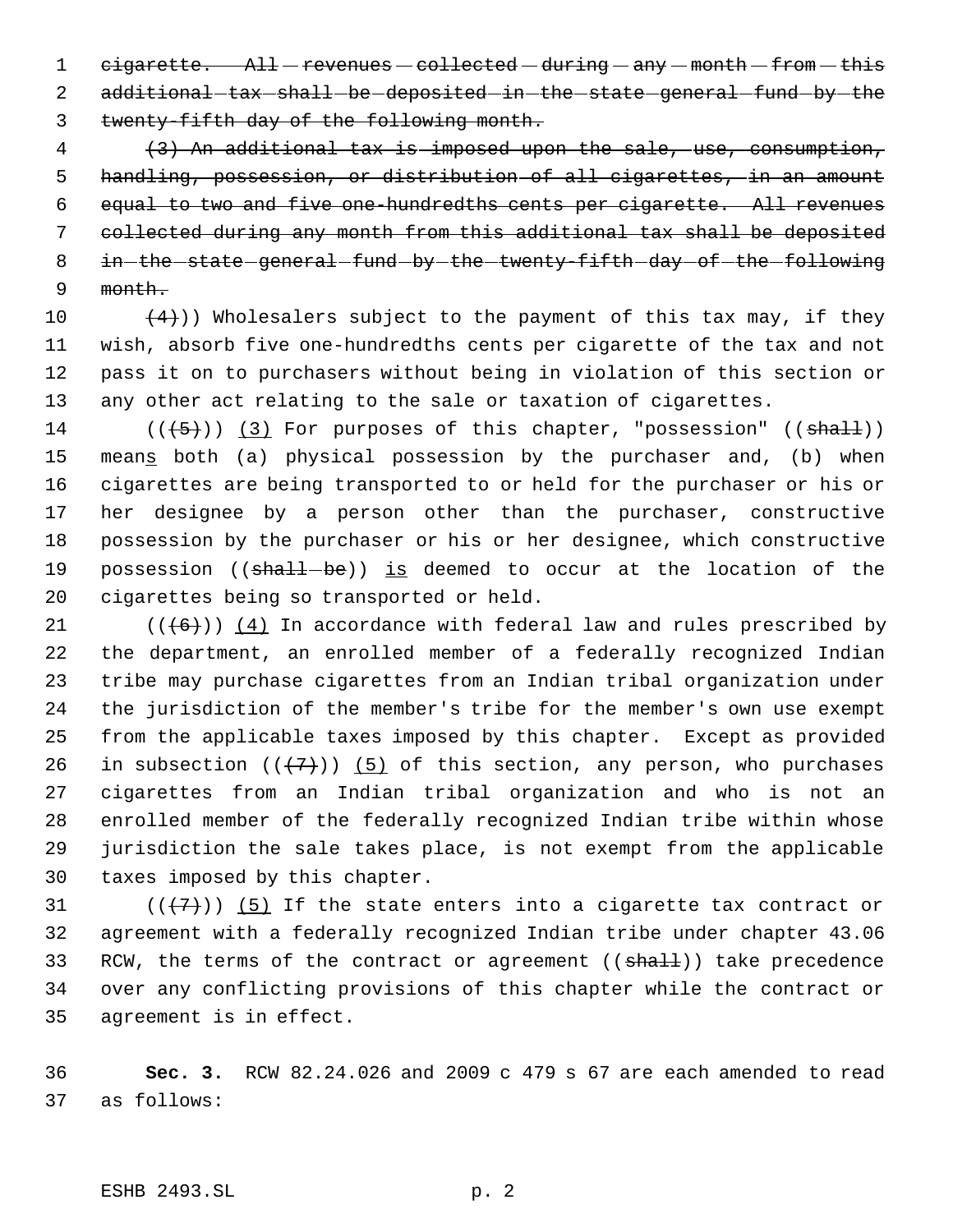~~cigarette. All revenues collected during any month from this additional tax shall be deposited in the state general fund by the twenty-fifth day of the following month.~~

~~(3) An additional tax is imposed upon the sale, use, consumption, handling, possession, or distribution of all cigarettes, in an amount equal to two and five one-hundredths cents per cigarette. All revenues collected during any month from this additional tax shall be deposited in the state general fund by the twenty-fifth day of the following month.~~

~~(4)~~)) Wholesalers subject to the payment of this tax may, if they wish, absorb five one-hundredths cents per cigarette of the tax and not pass it on to purchasers without being in violation of this section or any other act relating to the sale or taxation of cigarettes.

((~~(5)~~)) <u>(3)</u> For purposes of this chapter, "possession" ((~~shall~~)) mean<u>s</u> both (a) physical possession by the purchaser and, (b) when cigarettes are being transported to or held for the purchaser or his or her designee by a person other than the purchaser, constructive possession by the purchaser or his or her designee, which constructive possession ((~~shall be~~)) <u>is</u> deemed to occur at the location of the cigarettes being so transported or held.

((~~(6)~~)) <u>(4)</u> In accordance with federal law and rules prescribed by the department, an enrolled member of a federally recognized Indian tribe may purchase cigarettes from an Indian tribal organization under the jurisdiction of the member's tribe for the member's own use exempt from the applicable taxes imposed by this chapter. Except as provided in subsection ((~~(7)~~)) <u>(5)</u> of this section, any person, who purchases cigarettes from an Indian tribal organization and who is not an enrolled member of the federally recognized Indian tribe within whose jurisdiction the sale takes place, is not exempt from the applicable taxes imposed by this chapter.

((~~(7)~~)) <u>(5)</u> If the state enters into a cigarette tax contract or agreement with a federally recognized Indian tribe under chapter 43.06 RCW, the terms of the contract or agreement ((~~shall~~)) take precedence over any conflicting provisions of this chapter while the contract or agreement is in effect.

**Sec. 3.** RCW 82.24.026 and 2009 c 479 s 67 are each amended to read as follows: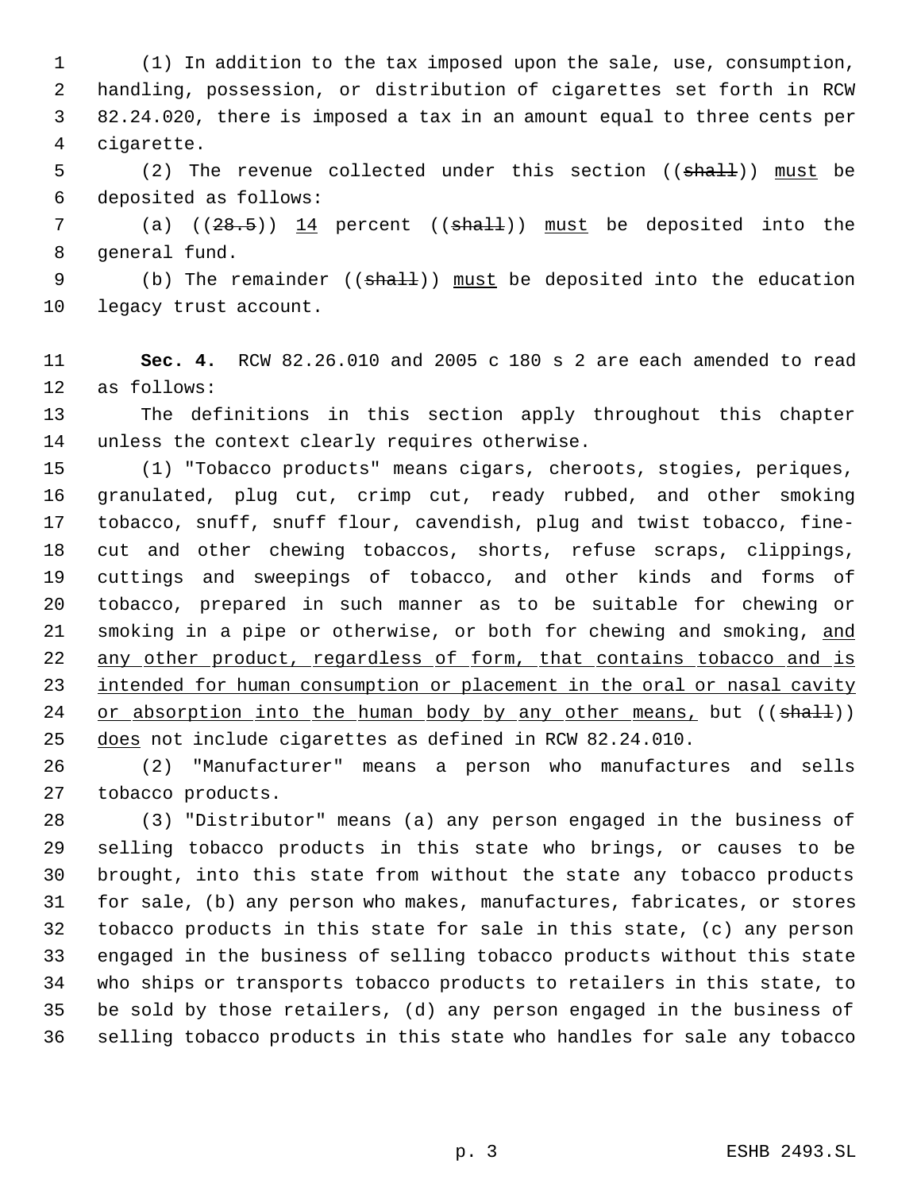(1) In addition to the tax imposed upon the sale, use, consumption, handling, possession, or distribution of cigarettes set forth in RCW 82.24.020, there is imposed a tax in an amount equal to three cents per cigarette.

(2) The revenue collected under this section ((~~shall~~)) <u>must</u> be deposited as follows:

(a) ((~~28.5~~)) <u>14</u> percent ((~~shall~~)) <u>must</u> be deposited into the general fund.

(b) The remainder ((~~shall~~)) <u>must</u> be deposited into the education legacy trust account.

**Sec. 4.** RCW 82.26.010 and 2005 c 180 s 2 are each amended to read as follows:

The definitions in this section apply throughout this chapter unless the context clearly requires otherwise.

(1) "Tobacco products" means cigars, cheroots, stogies, periques, granulated, plug cut, crimp cut, ready rubbed, and other smoking tobacco, snuff, snuff flour, cavendish, plug and twist tobacco, fine-cut and other chewing tobaccos, shorts, refuse scraps, clippings, cuttings and sweepings of tobacco, and other kinds and forms of tobacco, prepared in such manner as to be suitable for chewing or smoking in a pipe or otherwise, or both for chewing and smoking, <u>and any other product, regardless of form, that contains tobacco and is intended for human consumption or placement in the oral or nasal cavity or absorption into the human body by any other means,</u> but ((~~shall~~)) <u>does</u> not include cigarettes as defined in RCW 82.24.010.

(2) "Manufacturer" means a person who manufactures and sells tobacco products.

(3) "Distributor" means (a) any person engaged in the business of selling tobacco products in this state who brings, or causes to be brought, into this state from without the state any tobacco products for sale, (b) any person who makes, manufactures, fabricates, or stores tobacco products in this state for sale in this state, (c) any person engaged in the business of selling tobacco products without this state who ships or transports tobacco products to retailers in this state, to be sold by those retailers, (d) any person engaged in the business of selling tobacco products in this state who handles for sale any tobacco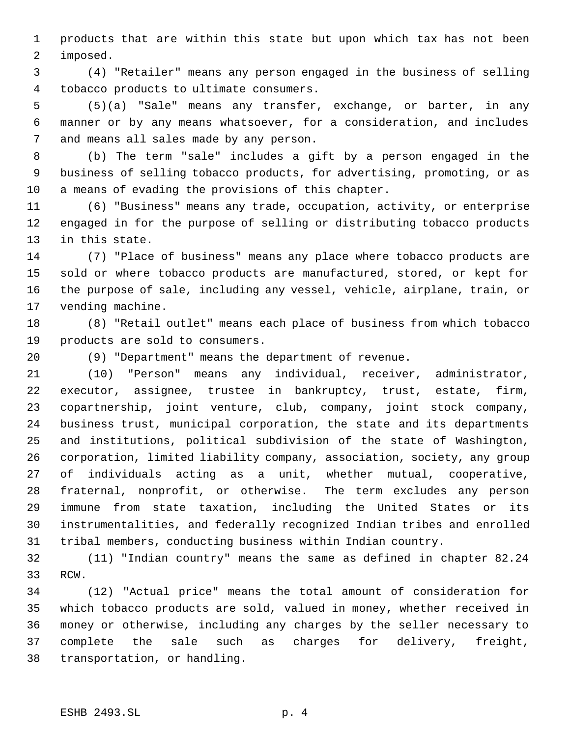products that are within this state but upon which tax has not been imposed.

(4) "Retailer" means any person engaged in the business of selling tobacco products to ultimate consumers.

(5)(a) "Sale" means any transfer, exchange, or barter, in any manner or by any means whatsoever, for a consideration, and includes and means all sales made by any person.

(b) The term "sale" includes a gift by a person engaged in the business of selling tobacco products, for advertising, promoting, or as a means of evading the provisions of this chapter.

(6) "Business" means any trade, occupation, activity, or enterprise engaged in for the purpose of selling or distributing tobacco products in this state.

(7) "Place of business" means any place where tobacco products are sold or where tobacco products are manufactured, stored, or kept for the purpose of sale, including any vessel, vehicle, airplane, train, or vending machine.

(8) "Retail outlet" means each place of business from which tobacco products are sold to consumers.

(9) "Department" means the department of revenue.

(10) "Person" means any individual, receiver, administrator, executor, assignee, trustee in bankruptcy, trust, estate, firm, copartnership, joint venture, club, company, joint stock company, business trust, municipal corporation, the state and its departments and institutions, political subdivision of the state of Washington, corporation, limited liability company, association, society, any group of individuals acting as a unit, whether mutual, cooperative, fraternal, nonprofit, or otherwise. The term excludes any person immune from state taxation, including the United States or its instrumentalities, and federally recognized Indian tribes and enrolled tribal members, conducting business within Indian country.

(11) "Indian country" means the same as defined in chapter 82.24 RCW.

(12) "Actual price" means the total amount of consideration for which tobacco products are sold, valued in money, whether received in money or otherwise, including any charges by the seller necessary to complete the sale such as charges for delivery, freight, transportation, or handling.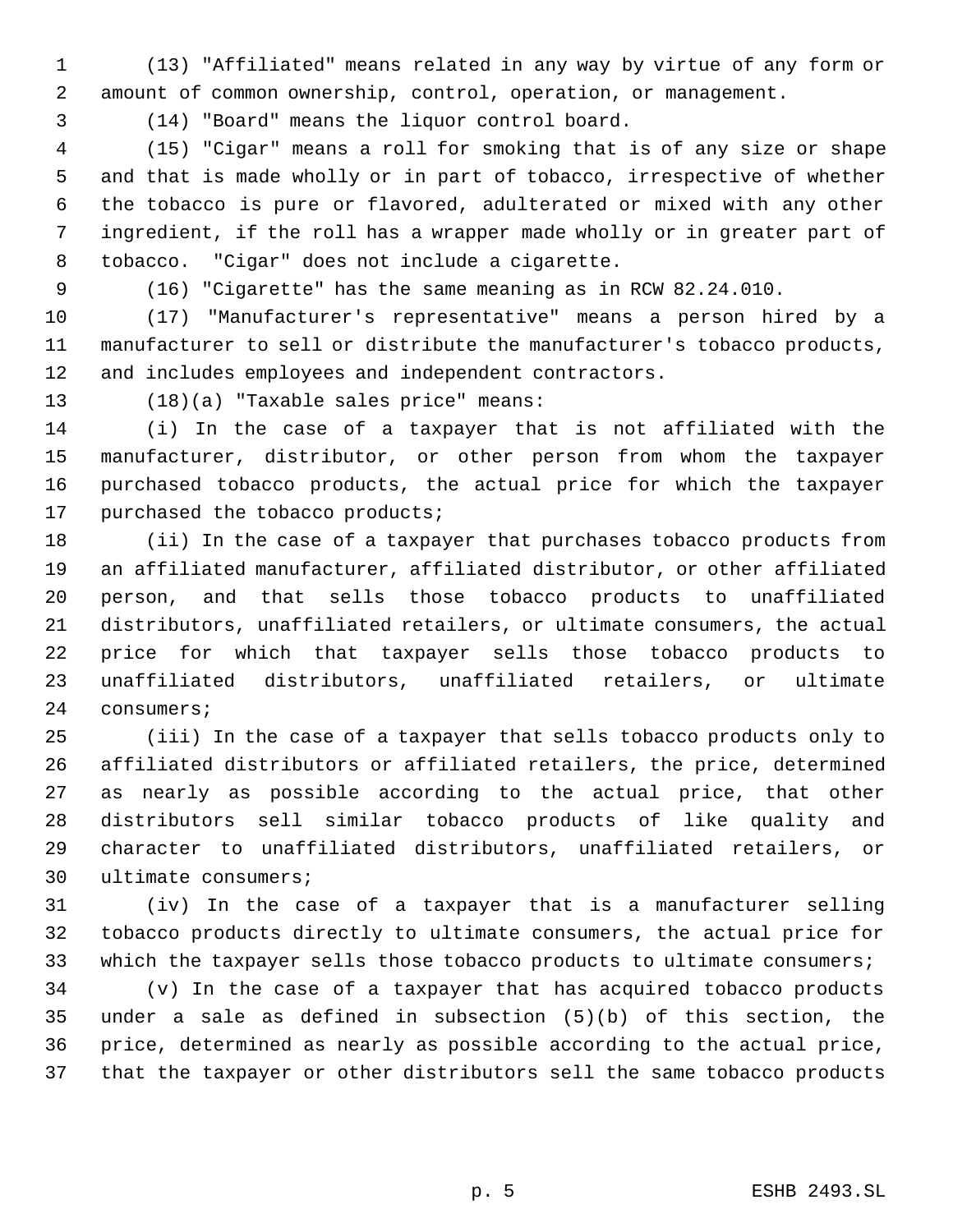(13) "Affiliated" means related in any way by virtue of any form or amount of common ownership, control, operation, or management.

(14) "Board" means the liquor control board.

(15) "Cigar" means a roll for smoking that is of any size or shape and that is made wholly or in part of tobacco, irrespective of whether the tobacco is pure or flavored, adulterated or mixed with any other ingredient, if the roll has a wrapper made wholly or in greater part of tobacco. "Cigar" does not include a cigarette.

(16) "Cigarette" has the same meaning as in RCW 82.24.010.

(17) "Manufacturer's representative" means a person hired by a manufacturer to sell or distribute the manufacturer's tobacco products, and includes employees and independent contractors.

(18)(a) "Taxable sales price" means:

(i) In the case of a taxpayer that is not affiliated with the manufacturer, distributor, or other person from whom the taxpayer purchased tobacco products, the actual price for which the taxpayer purchased the tobacco products;

(ii) In the case of a taxpayer that purchases tobacco products from an affiliated manufacturer, affiliated distributor, or other affiliated person, and that sells those tobacco products to unaffiliated distributors, unaffiliated retailers, or ultimate consumers, the actual price for which that taxpayer sells those tobacco products to unaffiliated distributors, unaffiliated retailers, or ultimate consumers;

(iii) In the case of a taxpayer that sells tobacco products only to affiliated distributors or affiliated retailers, the price, determined as nearly as possible according to the actual price, that other distributors sell similar tobacco products of like quality and character to unaffiliated distributors, unaffiliated retailers, or ultimate consumers;

(iv) In the case of a taxpayer that is a manufacturer selling tobacco products directly to ultimate consumers, the actual price for which the taxpayer sells those tobacco products to ultimate consumers;

(v) In the case of a taxpayer that has acquired tobacco products under a sale as defined in subsection (5)(b) of this section, the price, determined as nearly as possible according to the actual price, that the taxpayer or other distributors sell the same tobacco products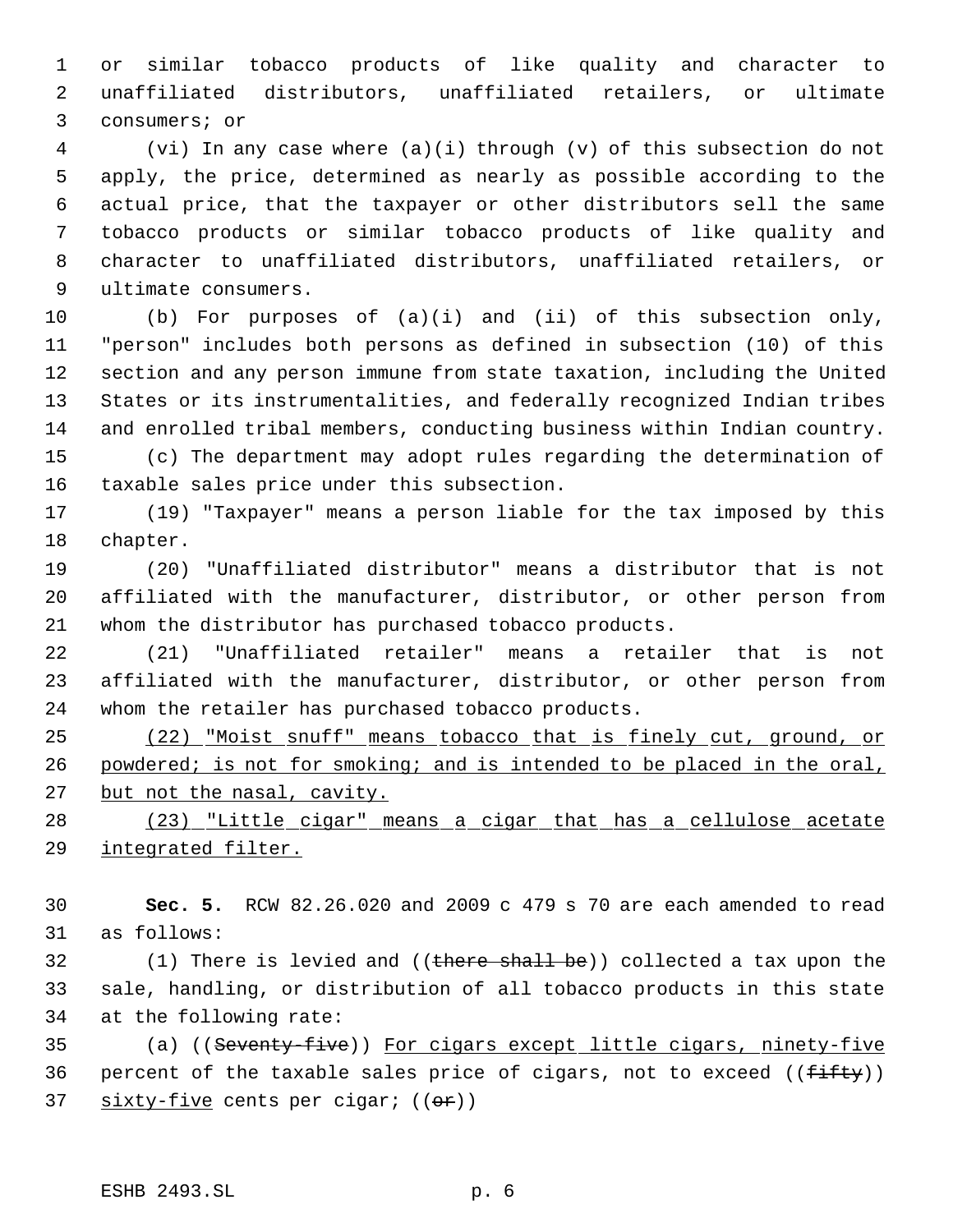or similar tobacco products of like quality and character to unaffiliated distributors, unaffiliated retailers, or ultimate consumers; or

(vi) In any case where (a)(i) through (v) of this subsection do not apply, the price, determined as nearly as possible according to the actual price, that the taxpayer or other distributors sell the same tobacco products or similar tobacco products of like quality and character to unaffiliated distributors, unaffiliated retailers, or ultimate consumers.

(b) For purposes of (a)(i) and (ii) of this subsection only, "person" includes both persons as defined in subsection (10) of this section and any person immune from state taxation, including the United States or its instrumentalities, and federally recognized Indian tribes and enrolled tribal members, conducting business within Indian country.

(c) The department may adopt rules regarding the determination of taxable sales price under this subsection.

(19) "Taxpayer" means a person liable for the tax imposed by this chapter.

(20) "Unaffiliated distributor" means a distributor that is not affiliated with the manufacturer, distributor, or other person from whom the distributor has purchased tobacco products.

(21) "Unaffiliated retailer" means a retailer that is not affiliated with the manufacturer, distributor, or other person from whom the retailer has purchased tobacco products.

<u>(22) "Moist snuff" means tobacco that is finely cut, ground, or powdered; is not for smoking; and is intended to be placed in the oral, but not the nasal, cavity.</u>

<u>(23) "Little cigar" means a cigar that has a cellulose acetate integrated filter.</u>

**Sec. 5.** RCW 82.26.020 and 2009 c 479 s 70 are each amended to read as follows:

(1) There is levied and ((~~there shall be~~)) collected a tax upon the sale, handling, or distribution of all tobacco products in this state at the following rate:

(a) ((~~Seventy-five~~)) <u>For cigars except little cigars, ninety-five</u> percent of the taxable sales price of cigars, not to exceed ((~~fifty~~)) <u>sixty-five</u> cents per cigar; ((~~or~~))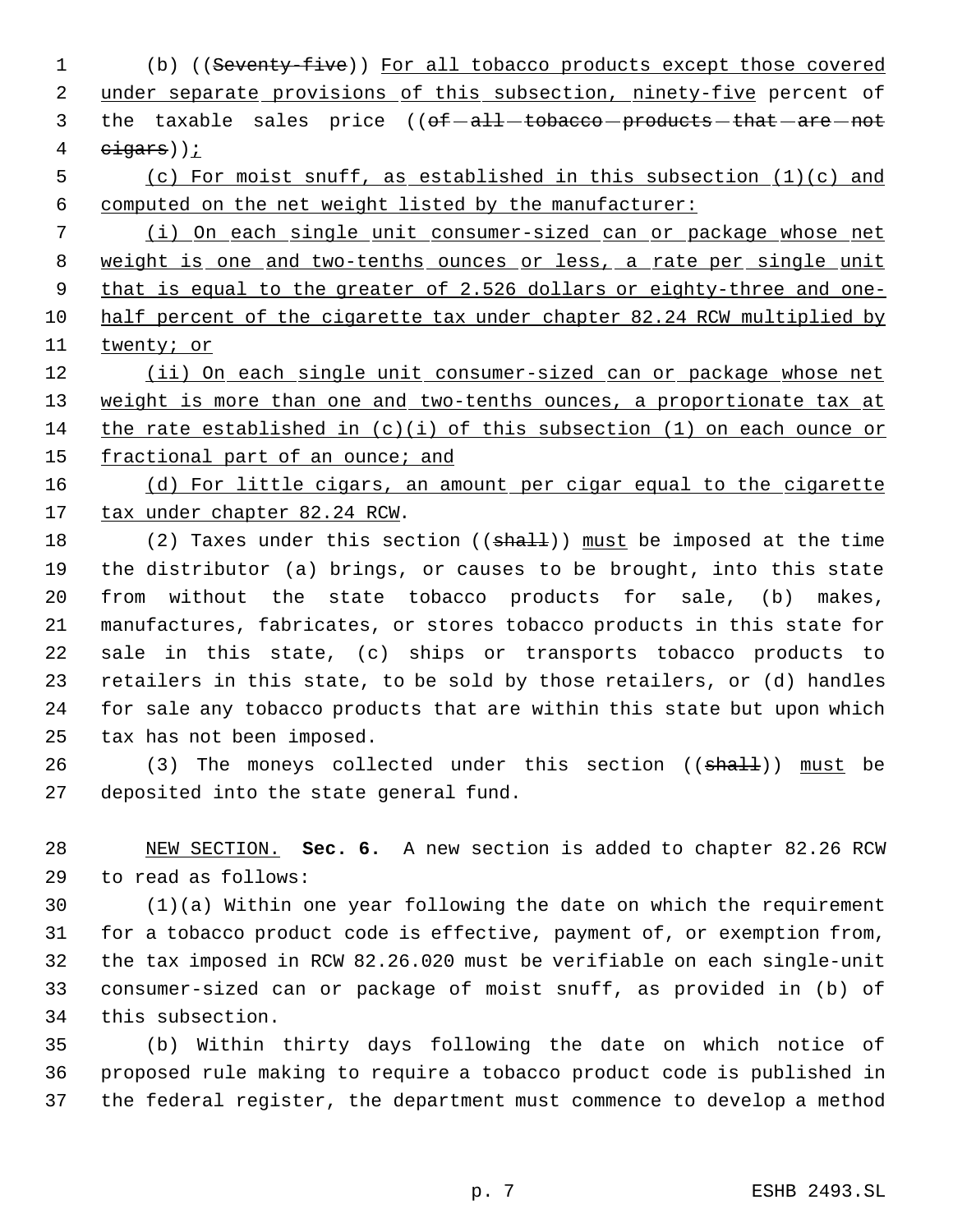(b) ((~~Seventy-five~~)) <u>For all tobacco products except those covered under separate provisions of this subsection, ninety-five</u> percent of the taxable sales price ((~~of all tobacco products that are not cigars~~))<u>;</u>

<u>(c) For moist snuff, as established in this subsection (1)(c) and computed on the net weight listed by the manufacturer:</u>

<u>(i) On each single unit consumer-sized can or package whose net weight is one and two-tenths ounces or less, a rate per single unit that is equal to the greater of 2.526 dollars or eighty-three and one-half percent of the cigarette tax under chapter 82.24 RCW multiplied by twenty; or</u>

<u>(ii) On each single unit consumer-sized can or package whose net weight is more than one and two-tenths ounces, a proportionate tax at the rate established in (c)(i) of this subsection (1) on each ounce or fractional part of an ounce; and</u>

<u>(d) For little cigars, an amount per cigar equal to the cigarette tax under chapter 82.24 RCW</u>.

(2) Taxes under this section ((~~shall~~)) <u>must</u> be imposed at the time the distributor (a) brings, or causes to be brought, into this state from without the state tobacco products for sale, (b) makes, manufactures, fabricates, or stores tobacco products in this state for sale in this state, (c) ships or transports tobacco products to retailers in this state, to be sold by those retailers, or (d) handles for sale any tobacco products that are within this state but upon which tax has not been imposed.

(3) The moneys collected under this section ((~~shall~~)) <u>must</u> be deposited into the state general fund.

<u>NEW SECTION.</u> **Sec. 6.** A new section is added to chapter 82.26 RCW to read as follows:

(1)(a) Within one year following the date on which the requirement for a tobacco product code is effective, payment of, or exemption from, the tax imposed in RCW 82.26.020 must be verifiable on each single-unit consumer-sized can or package of moist snuff, as provided in (b) of this subsection.

(b) Within thirty days following the date on which notice of proposed rule making to require a tobacco product code is published in the federal register, the department must commence to develop a method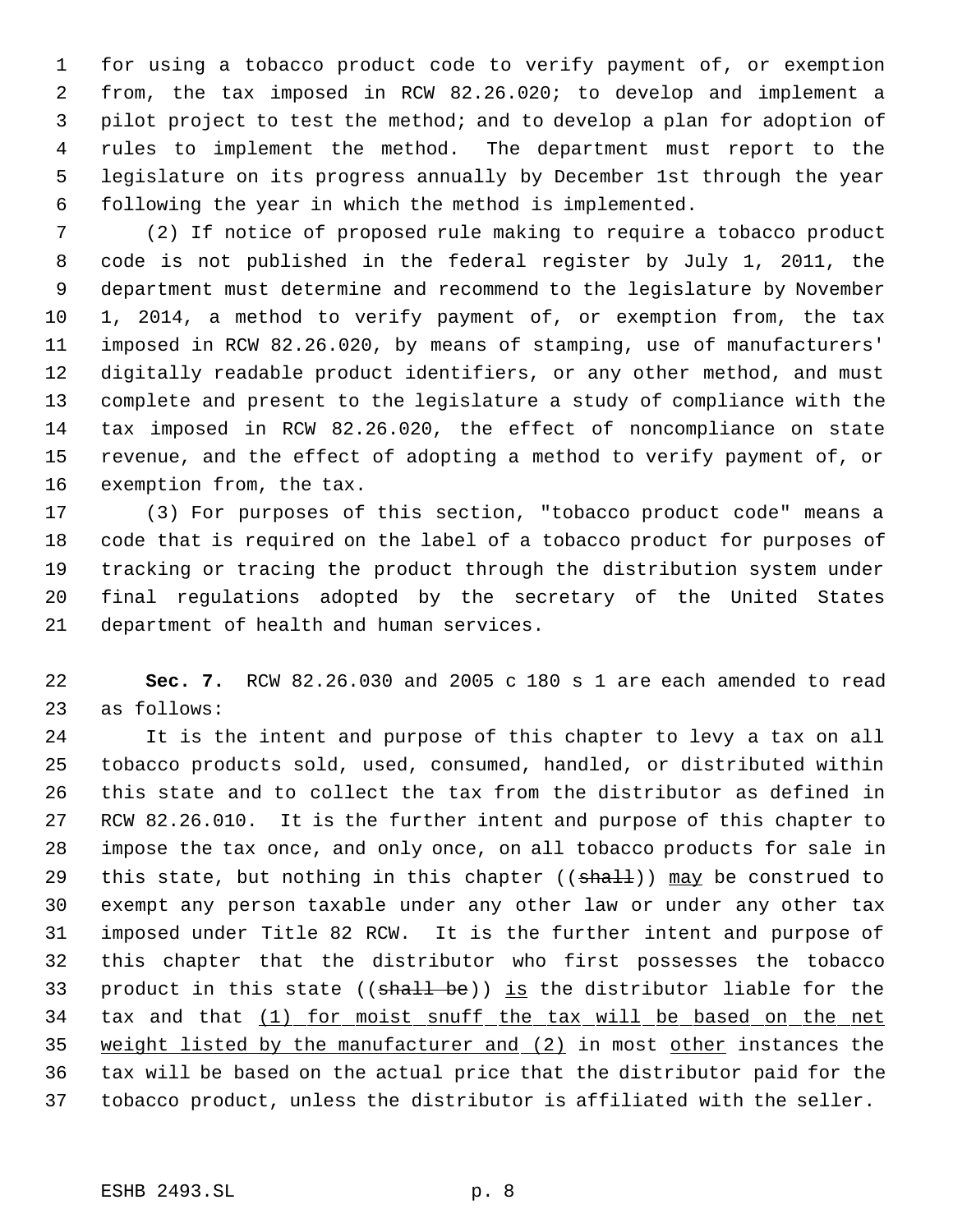for using a tobacco product code to verify payment of, or exemption from, the tax imposed in RCW 82.26.020; to develop and implement a pilot project to test the method; and to develop a plan for adoption of rules to implement the method. The department must report to the legislature on its progress annually by December 1st through the year following the year in which the method is implemented.

(2) If notice of proposed rule making to require a tobacco product code is not published in the federal register by July 1, 2011, the department must determine and recommend to the legislature by November 1, 2014, a method to verify payment of, or exemption from, the tax imposed in RCW 82.26.020, by means of stamping, use of manufacturers' digitally readable product identifiers, or any other method, and must complete and present to the legislature a study of compliance with the tax imposed in RCW 82.26.020, the effect of noncompliance on state revenue, and the effect of adopting a method to verify payment of, or exemption from, the tax.

(3) For purposes of this section, "tobacco product code" means a code that is required on the label of a tobacco product for purposes of tracking or tracing the product through the distribution system under final regulations adopted by the secretary of the United States department of health and human services.

**Sec. 7.** RCW 82.26.030 and 2005 c 180 s 1 are each amended to read as follows:

It is the intent and purpose of this chapter to levy a tax on all tobacco products sold, used, consumed, handled, or distributed within this state and to collect the tax from the distributor as defined in RCW 82.26.010. It is the further intent and purpose of this chapter to impose the tax once, and only once, on all tobacco products for sale in this state, but nothing in this chapter ((~~shall~~)) <u>may</u> be construed to exempt any person taxable under any other law or under any other tax imposed under Title 82 RCW. It is the further intent and purpose of this chapter that the distributor who first possesses the tobacco product in this state ((~~shall be~~)) <u>is</u> the distributor liable for the tax and that <u>(1) for moist snuff the tax will be based on the net weight listed by the manufacturer and (2)</u> in most <u>other</u> instances the tax will be based on the actual price that the distributor paid for the tobacco product, unless the distributor is affiliated with the seller.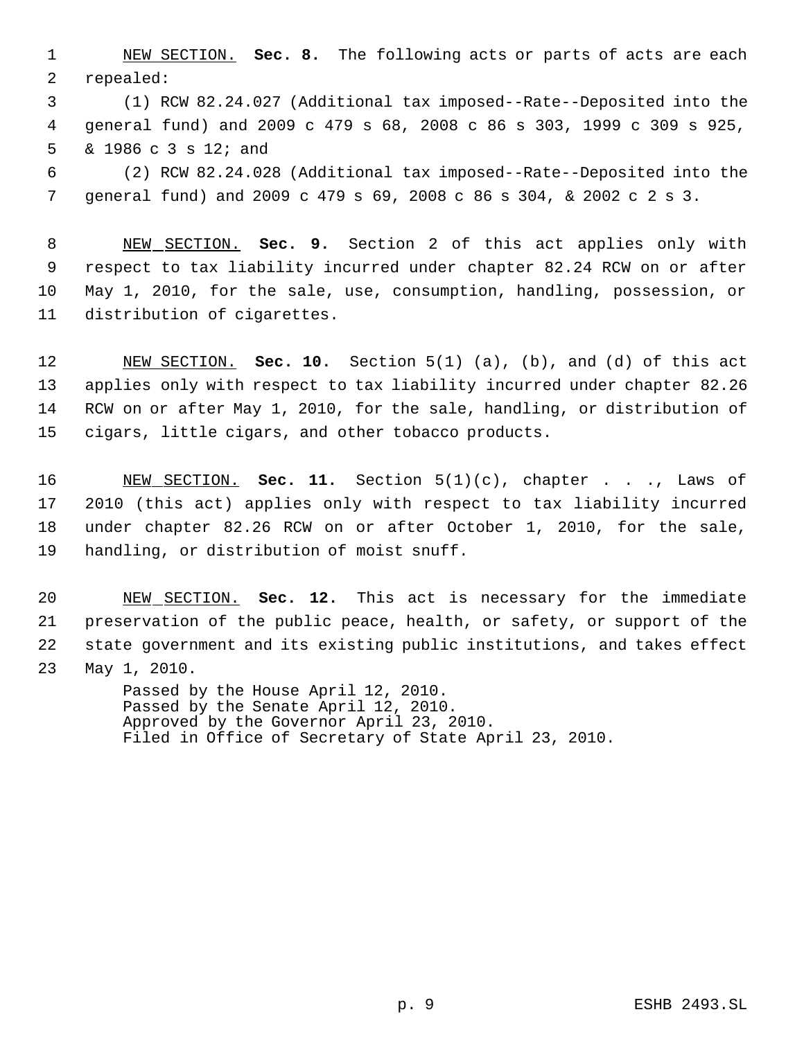NEW SECTION. **Sec. 8.** The following acts or parts of acts are each repealed:

(1) RCW 82.24.027 (Additional tax imposed--Rate--Deposited into the general fund) and 2009 c 479 s 68, 2008 c 86 s 303, 1999 c 309 s 925, & 1986 c 3 s 12; and

(2) RCW 82.24.028 (Additional tax imposed--Rate--Deposited into the general fund) and 2009 c 479 s 69, 2008 c 86 s 304, & 2002 c 2 s 3.

NEW SECTION. **Sec. 9.** Section 2 of this act applies only with respect to tax liability incurred under chapter 82.24 RCW on or after May 1, 2010, for the sale, use, consumption, handling, possession, or distribution of cigarettes.

NEW SECTION. **Sec. 10.** Section 5(1) (a), (b), and (d) of this act applies only with respect to tax liability incurred under chapter 82.26 RCW on or after May 1, 2010, for the sale, handling, or distribution of cigars, little cigars, and other tobacco products.

NEW SECTION. **Sec. 11.** Section 5(1)(c), chapter . . ., Laws of 2010 (this act) applies only with respect to tax liability incurred under chapter 82.26 RCW on or after October 1, 2010, for the sale, handling, or distribution of moist snuff.

NEW SECTION. **Sec. 12.** This act is necessary for the immediate preservation of the public peace, health, or safety, or support of the state government and its existing public institutions, and takes effect May 1, 2010.

Passed by the House April 12, 2010.
Passed by the Senate April 12, 2010.
Approved by the Governor April 23, 2010.
Filed in Office of Secretary of State April 23, 2010.